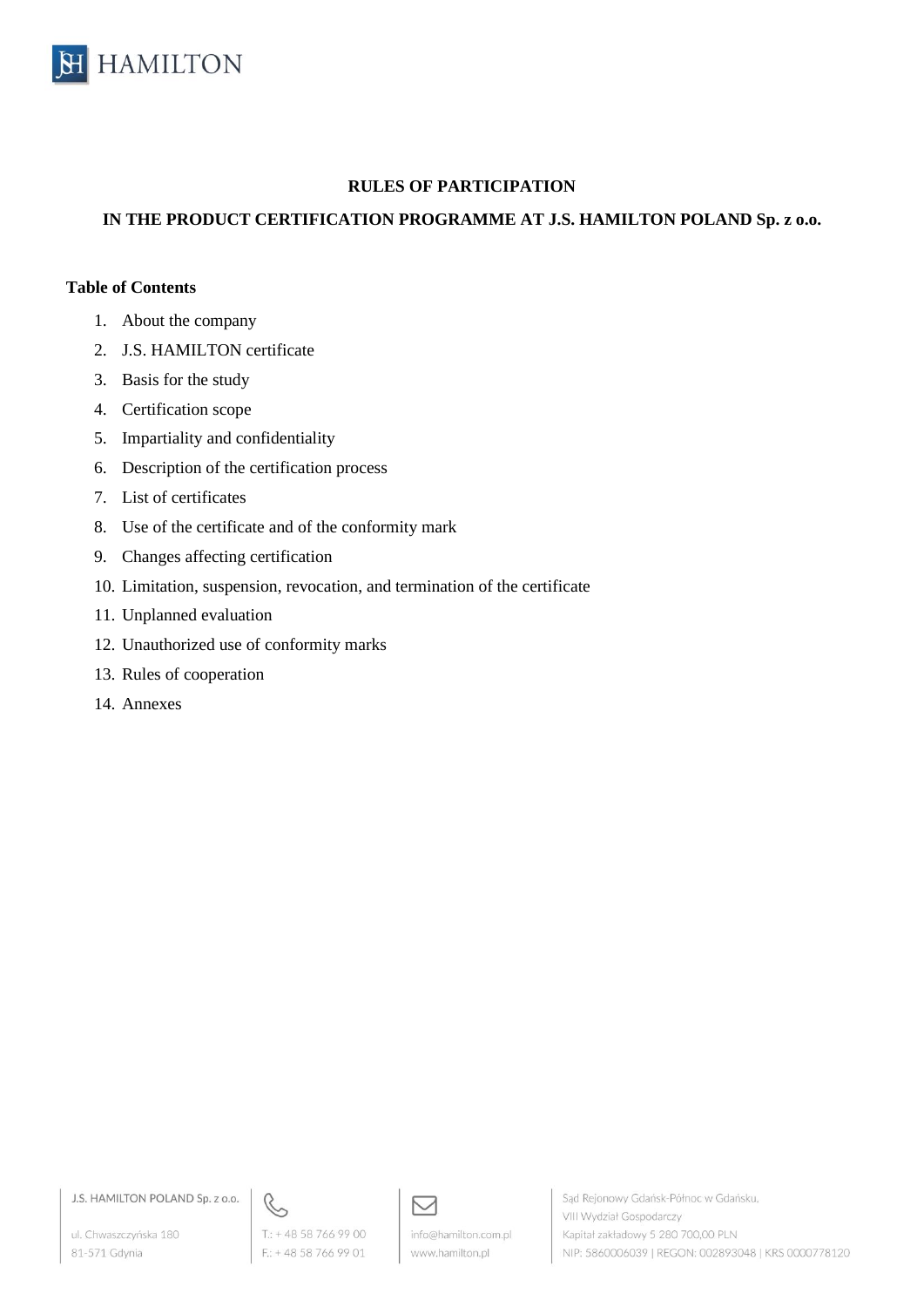# RULES OF PARTICIPATION

## IN THE PRODUCT CERTIFICATION PROGRAMME AT J.S. HAMILTON POLAND Sp. z o.o.

**Table of Contents**

1. About the company
2. J.S. HAMILTON certificate
3. Basis for the study
4. Certification scope
5. Impartiality and confidentiality
6. Description of the certification process
7. List of certificates
8. Use of the certificate and of the conformity mark
9. Changes affecting certification
10. Limitation, suspension, revocation, and termination of the certificate
11. Unplanned evaluation
12. Unauthorized use of conformity marks
13. Rules of cooperation
14. Annexes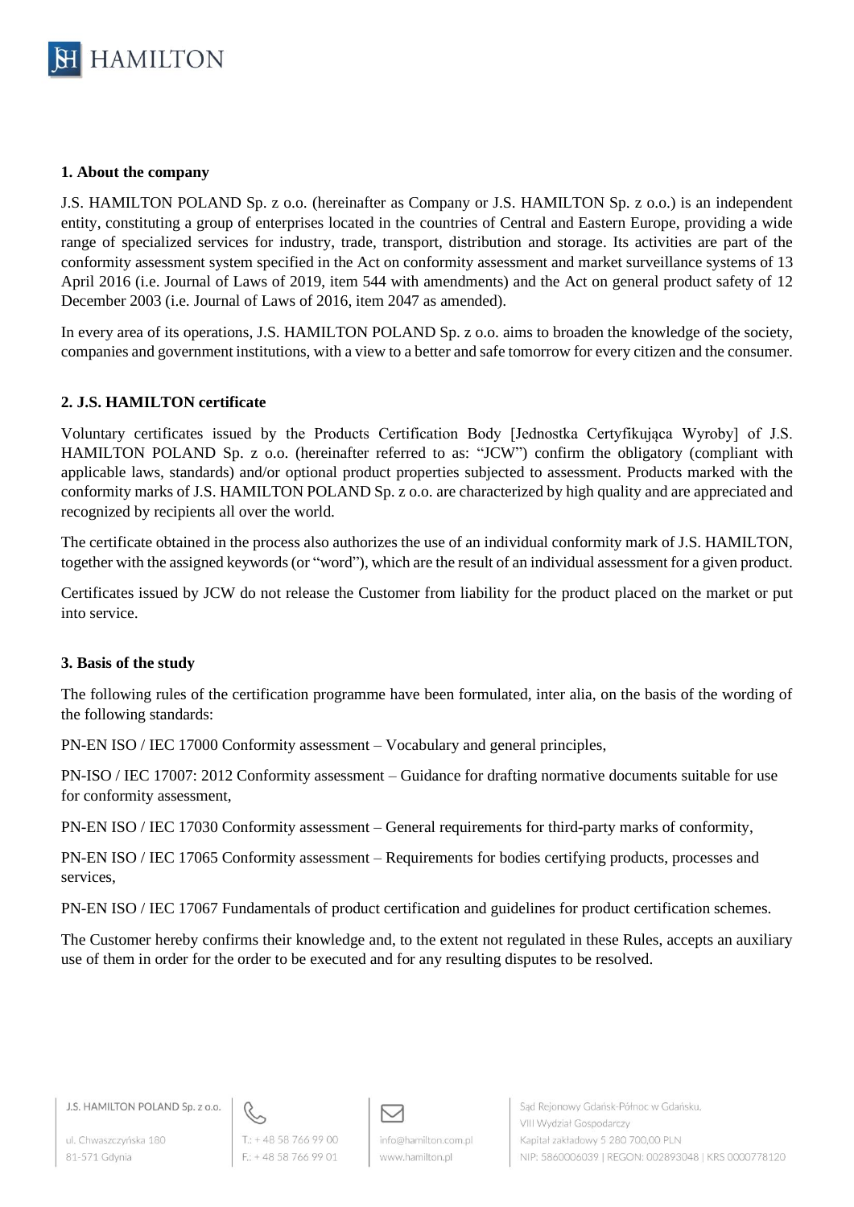### 1. About the company

J.S. HAMILTON POLAND Sp. z o.o. (hereinafter as Company or J.S. HAMILTON Sp. z o.o.) is an independent entity, constituting a group of enterprises located in the countries of Central and Eastern Europe, providing a wide range of specialized services for industry, trade, transport, distribution and storage. Its activities are part of the conformity assessment system specified in the Act on conformity assessment and market surveillance systems of 13 April 2016 (i.e. Journal of Laws of 2019, item 544 with amendments) and the Act on general product safety of 12 December 2003 (i.e. Journal of Laws of 2016, item 2047 as amended).

In every area of its operations, J.S. HAMILTON POLAND Sp. z o.o. aims to broaden the knowledge of the society, companies and government institutions, with a view to a better and safe tomorrow for every citizen and the consumer.

### 2. J.S. HAMILTON certificate

Voluntary certificates issued by the Products Certification Body [Jednostka Certyfikująca Wyroby] of J.S. HAMILTON POLAND Sp. z o.o. (hereinafter referred to as: "JCW") confirm the obligatory (compliant with applicable laws, standards) and/or optional product properties subjected to assessment. Products marked with the conformity marks of J.S. HAMILTON POLAND Sp. z o.o. are characterized by high quality and are appreciated and recognized by recipients all over the world.

The certificate obtained in the process also authorizes the use of an individual conformity mark of J.S. HAMILTON, together with the assigned keywords (or "word"), which are the result of an individual assessment for a given product.

Certificates issued by JCW do not release the Customer from liability for the product placed on the market or put into service.

### 3. Basis of the study

The following rules of the certification programme have been formulated, inter alia, on the basis of the wording of the following standards:

PN-EN ISO / IEC 17000 Conformity assessment – Vocabulary and general principles,

PN-ISO / IEC 17007: 2012 Conformity assessment – Guidance for drafting normative documents suitable for use for conformity assessment,

PN-EN ISO / IEC 17030 Conformity assessment – General requirements for third-party marks of conformity,

PN-EN ISO / IEC 17065 Conformity assessment – Requirements for bodies certifying products, processes and services,

PN-EN ISO / IEC 17067 Fundamentals of product certification and guidelines for product certification schemes.

The Customer hereby confirms their knowledge and, to the extent not regulated in these Rules, accepts an auxiliary use of them in order for the order to be executed and for any resulting disputes to be resolved.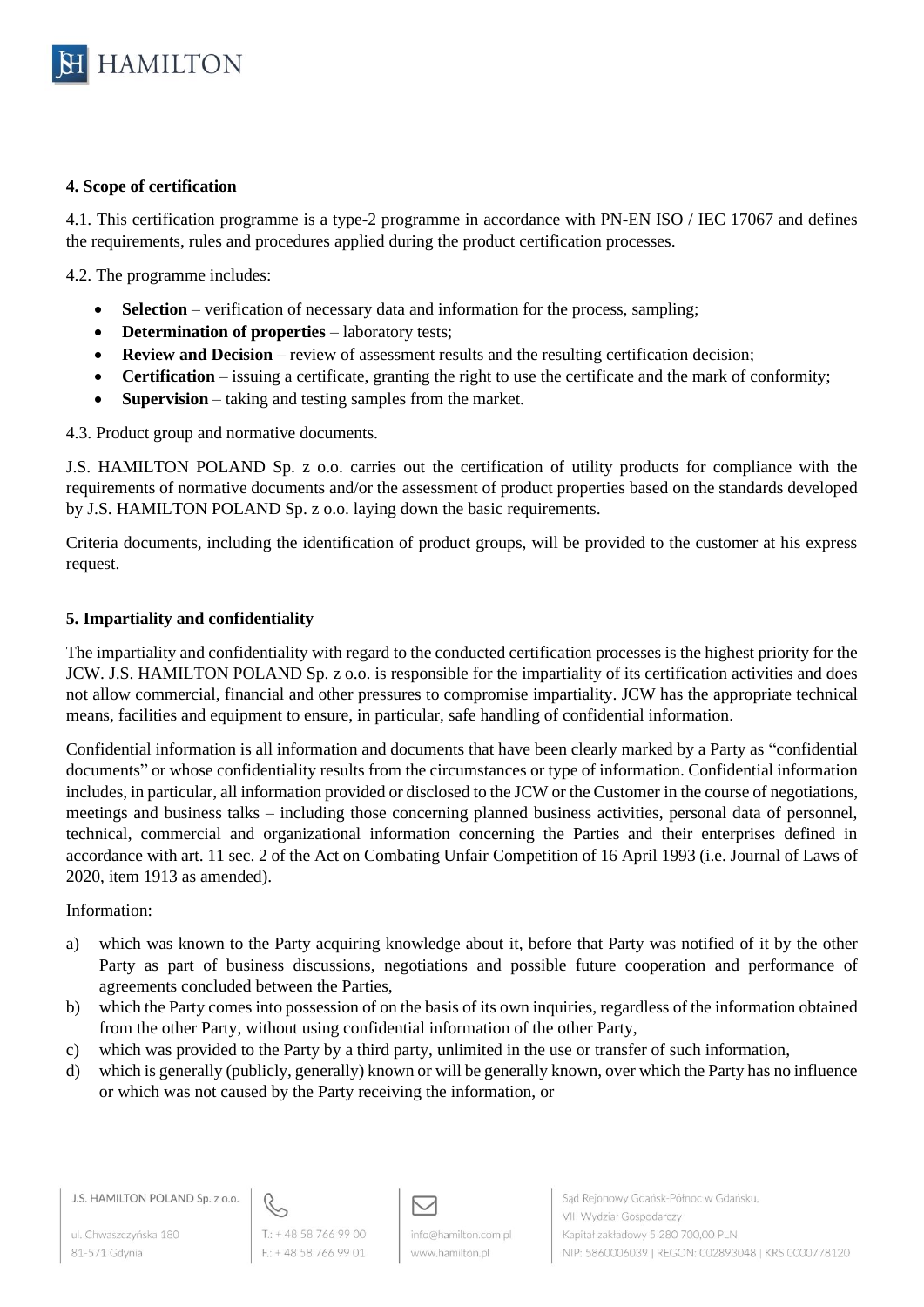### 4. Scope of certification

4.1. This certification programme is a type-2 programme in accordance with PN-EN ISO / IEC 17067 and defines the requirements, rules and procedures applied during the product certification processes.

4.2. The programme includes:

- **Selection** – verification of necessary data and information for the process, sampling;
- **Determination of properties** – laboratory tests;
- **Review and Decision** – review of assessment results and the resulting certification decision;
- **Certification** – issuing a certificate, granting the right to use the certificate and the mark of conformity;
- **Supervision** – taking and testing samples from the market.

4.3. Product group and normative documents.

J.S. HAMILTON POLAND Sp. z o.o. carries out the certification of utility products for compliance with the requirements of normative documents and/or the assessment of product properties based on the standards developed by J.S. HAMILTON POLAND Sp. z o.o. laying down the basic requirements.

Criteria documents, including the identification of product groups, will be provided to the customer at his express request.

### 5. Impartiality and confidentiality

The impartiality and confidentiality with regard to the conducted certification processes is the highest priority for the JCW. J.S. HAMILTON POLAND Sp. z o.o. is responsible for the impartiality of its certification activities and does not allow commercial, financial and other pressures to compromise impartiality. JCW has the appropriate technical means, facilities and equipment to ensure, in particular, safe handling of confidential information.

Confidential information is all information and documents that have been clearly marked by a Party as "confidential documents" or whose confidentiality results from the circumstances or type of information. Confidential information includes, in particular, all information provided or disclosed to the JCW or the Customer in the course of negotiations, meetings and business talks – including those concerning planned business activities, personal data of personnel, technical, commercial and organizational information concerning the Parties and their enterprises defined in accordance with art. 11 sec. 2 of the Act on Combating Unfair Competition of 16 April 1993 (i.e. Journal of Laws of 2020, item 1913 as amended).

Information:

a) which was known to the Party acquiring knowledge about it, before that Party was notified of it by the other Party as part of business discussions, negotiations and possible future cooperation and performance of agreements concluded between the Parties,
b) which the Party comes into possession of on the basis of its own inquiries, regardless of the information obtained from the other Party, without using confidential information of the other Party,
c) which was provided to the Party by a third party, unlimited in the use or transfer of such information,
d) which is generally (publicly, generally) known or will be generally known, over which the Party has no influence or which was not caused by the Party receiving the information, or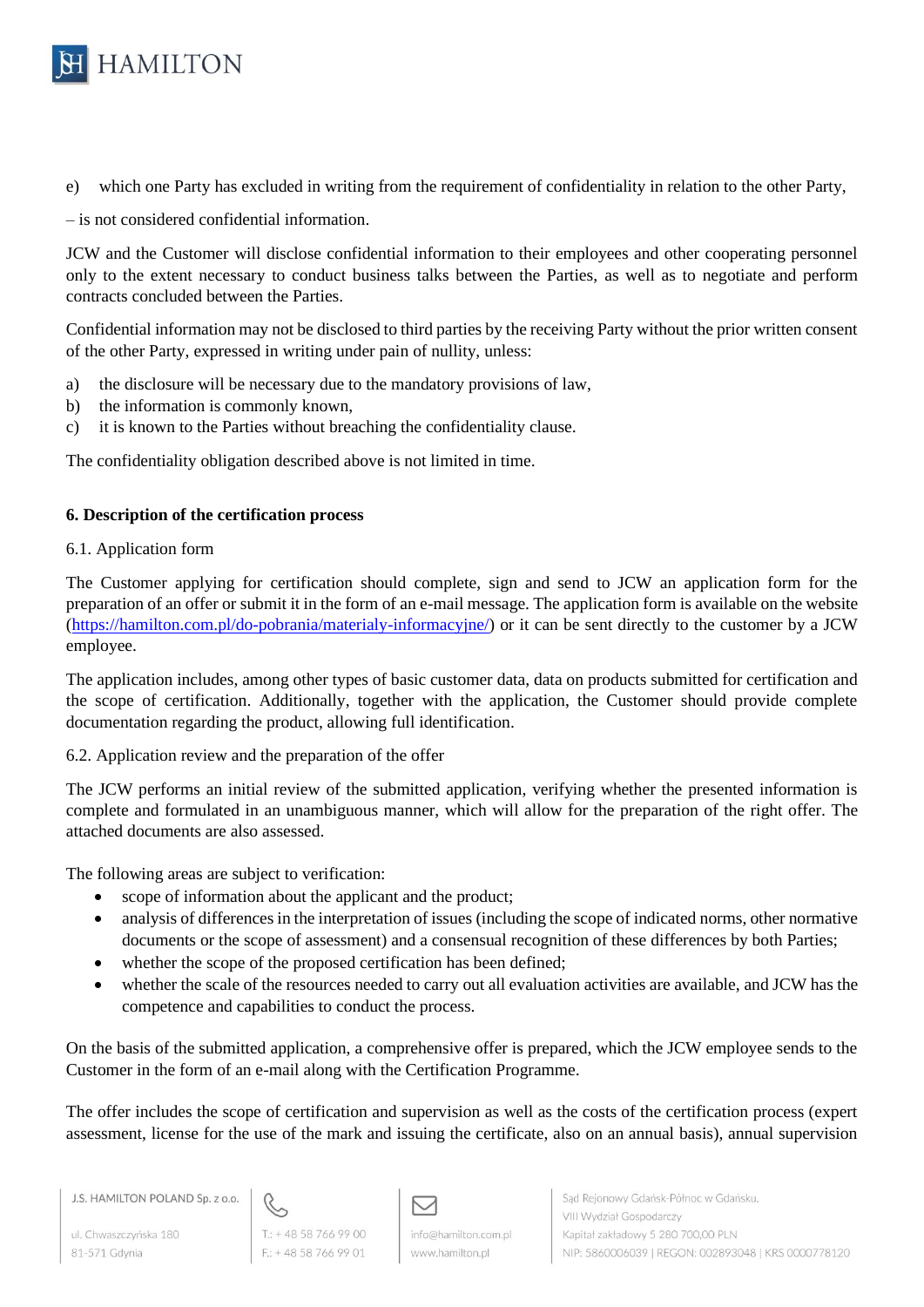e) which one Party has excluded in writing from the requirement of confidentiality in relation to the other Party,

– is not considered confidential information.

JCW and the Customer will disclose confidential information to their employees and other cooperating personnel only to the extent necessary to conduct business talks between the Parties, as well as to negotiate and perform contracts concluded between the Parties.

Confidential information may not be disclosed to third parties by the receiving Party without the prior written consent of the other Party, expressed in writing under pain of nullity, unless:

a) the disclosure will be necessary due to the mandatory provisions of law,
b) the information is commonly known,
c) it is known to the Parties without breaching the confidentiality clause.

The confidentiality obligation described above is not limited in time.

## 6. Description of the certification process

6.1. Application form

The Customer applying for certification should complete, sign and send to JCW an application form for the preparation of an offer or submit it in the form of an e-mail message. The application form is available on the website (https://hamilton.com.pl/do-pobrania/materialy-informacyjne/) or it can be sent directly to the customer by a JCW employee.

The application includes, among other types of basic customer data, data on products submitted for certification and the scope of certification. Additionally, together with the application, the Customer should provide complete documentation regarding the product, allowing full identification.

6.2. Application review and the preparation of the offer

The JCW performs an initial review of the submitted application, verifying whether the presented information is complete and formulated in an unambiguous manner, which will allow for the preparation of the right offer. The attached documents are also assessed.

The following areas are subject to verification:

- scope of information about the applicant and the product;
- analysis of differences in the interpretation of issues (including the scope of indicated norms, other normative documents or the scope of assessment) and a consensual recognition of these differences by both Parties;
- whether the scope of the proposed certification has been defined;
- whether the scale of the resources needed to carry out all evaluation activities are available, and JCW has the competence and capabilities to conduct the process.

On the basis of the submitted application, a comprehensive offer is prepared, which the JCW employee sends to the Customer in the form of an e-mail along with the Certification Programme.

The offer includes the scope of certification and supervision as well as the costs of the certification process (expert assessment, license for the use of the mark and issuing the certificate, also on an annual basis), annual supervision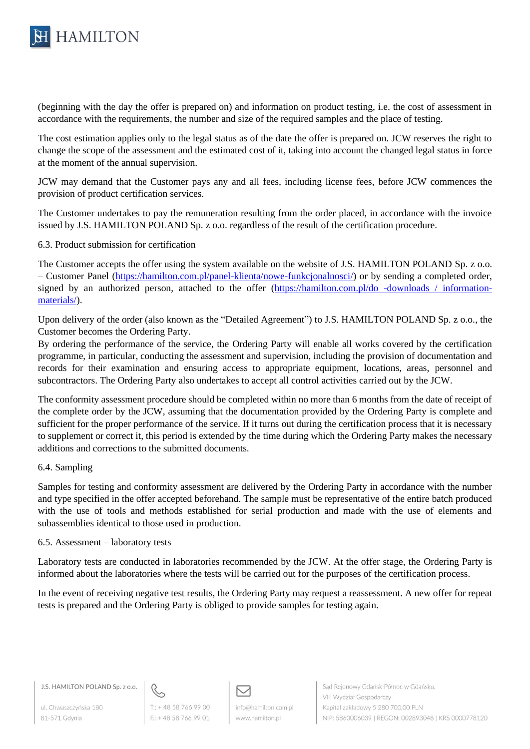(beginning with the day the offer is prepared on) and information on product testing, i.e. the cost of assessment in accordance with the requirements, the number and size of the required samples and the place of testing.

The cost estimation applies only to the legal status as of the date the offer is prepared on. JCW reserves the right to change the scope of the assessment and the estimated cost of it, taking into account the changed legal status in force at the moment of the annual supervision.

JCW may demand that the Customer pays any and all fees, including license fees, before JCW commences the provision of product certification services.

The Customer undertakes to pay the remuneration resulting from the order placed, in accordance with the invoice issued by J.S. HAMILTON POLAND Sp. z o.o. regardless of the result of the certification procedure.

6.3. Product submission for certification

The Customer accepts the offer using the system available on the website of J.S. HAMILTON POLAND Sp. z o.o. – Customer Panel (https://hamilton.com.pl/panel-klienta/nowe-funkcjonalnosci/) or by sending a completed order, signed by an authorized person, attached to the offer (https://hamilton.com.pl/do -downloads / information-materials/).

Upon delivery of the order (also known as the "Detailed Agreement") to J.S. HAMILTON POLAND Sp. z o.o., the Customer becomes the Ordering Party.
By ordering the performance of the service, the Ordering Party will enable all works covered by the certification programme, in particular, conducting the assessment and supervision, including the provision of documentation and records for their examination and ensuring access to appropriate equipment, locations, areas, personnel and subcontractors. The Ordering Party also undertakes to accept all control activities carried out by the JCW.

The conformity assessment procedure should be completed within no more than 6 months from the date of receipt of the complete order by the JCW, assuming that the documentation provided by the Ordering Party is complete and sufficient for the proper performance of the service. If it turns out during the certification process that it is necessary to supplement or correct it, this period is extended by the time during which the Ordering Party makes the necessary additions and corrections to the submitted documents.

6.4. Sampling

Samples for testing and conformity assessment are delivered by the Ordering Party in accordance with the number and type specified in the offer accepted beforehand. The sample must be representative of the entire batch produced with the use of tools and methods established for serial production and made with the use of elements and subassemblies identical to those used in production.

6.5. Assessment – laboratory tests

Laboratory tests are conducted in laboratories recommended by the JCW. At the offer stage, the Ordering Party is informed about the laboratories where the tests will be carried out for the purposes of the certification process.

In the event of receiving negative test results, the Ordering Party may request a reassessment. A new offer for repeat tests is prepared and the Ordering Party is obliged to provide samples for testing again.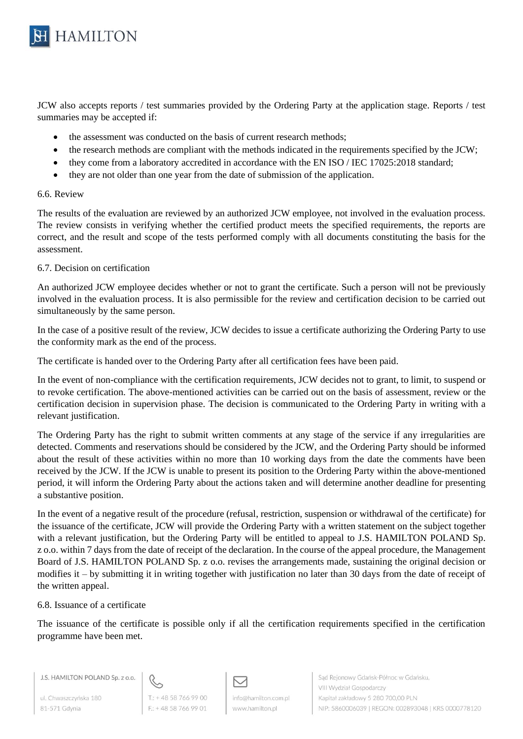JCW also accepts reports / test summaries provided by the Ordering Party at the application stage. Reports / test summaries may be accepted if:

- the assessment was conducted on the basis of current research methods;
- the research methods are compliant with the methods indicated in the requirements specified by the JCW;
- they come from a laboratory accredited in accordance with the EN ISO / IEC 17025:2018 standard;
- they are not older than one year from the date of submission of the application.

6.6. Review

The results of the evaluation are reviewed by an authorized JCW employee, not involved in the evaluation process. The review consists in verifying whether the certified product meets the specified requirements, the reports are correct, and the result and scope of the tests performed comply with all documents constituting the basis for the assessment.

6.7. Decision on certification

An authorized JCW employee decides whether or not to grant the certificate. Such a person will not be previously involved in the evaluation process. It is also permissible for the review and certification decision to be carried out simultaneously by the same person.

In the case of a positive result of the review, JCW decides to issue a certificate authorizing the Ordering Party to use the conformity mark as the end of the process.

The certificate is handed over to the Ordering Party after all certification fees have been paid.

In the event of non-compliance with the certification requirements, JCW decides not to grant, to limit, to suspend or to revoke certification. The above-mentioned activities can be carried out on the basis of assessment, review or the certification decision in supervision phase. The decision is communicated to the Ordering Party in writing with a relevant justification.

The Ordering Party has the right to submit written comments at any stage of the service if any irregularities are detected. Comments and reservations should be considered by the JCW, and the Ordering Party should be informed about the result of these activities within no more than 10 working days from the date the comments have been received by the JCW. If the JCW is unable to present its position to the Ordering Party within the above-mentioned period, it will inform the Ordering Party about the actions taken and will determine another deadline for presenting a substantive position.

In the event of a negative result of the procedure (refusal, restriction, suspension or withdrawal of the certificate) for the issuance of the certificate, JCW will provide the Ordering Party with a written statement on the subject together with a relevant justification, but the Ordering Party will be entitled to appeal to J.S. HAMILTON POLAND Sp. z o.o. within 7 days from the date of receipt of the declaration. In the course of the appeal procedure, the Management Board of J.S. HAMILTON POLAND Sp. z o.o. revises the arrangements made, sustaining the original decision or modifies it – by submitting it in writing together with justification no later than 30 days from the date of receipt of the written appeal.

6.8. Issuance of a certificate

The issuance of the certificate is possible only if all the certification requirements specified in the certification programme have been met.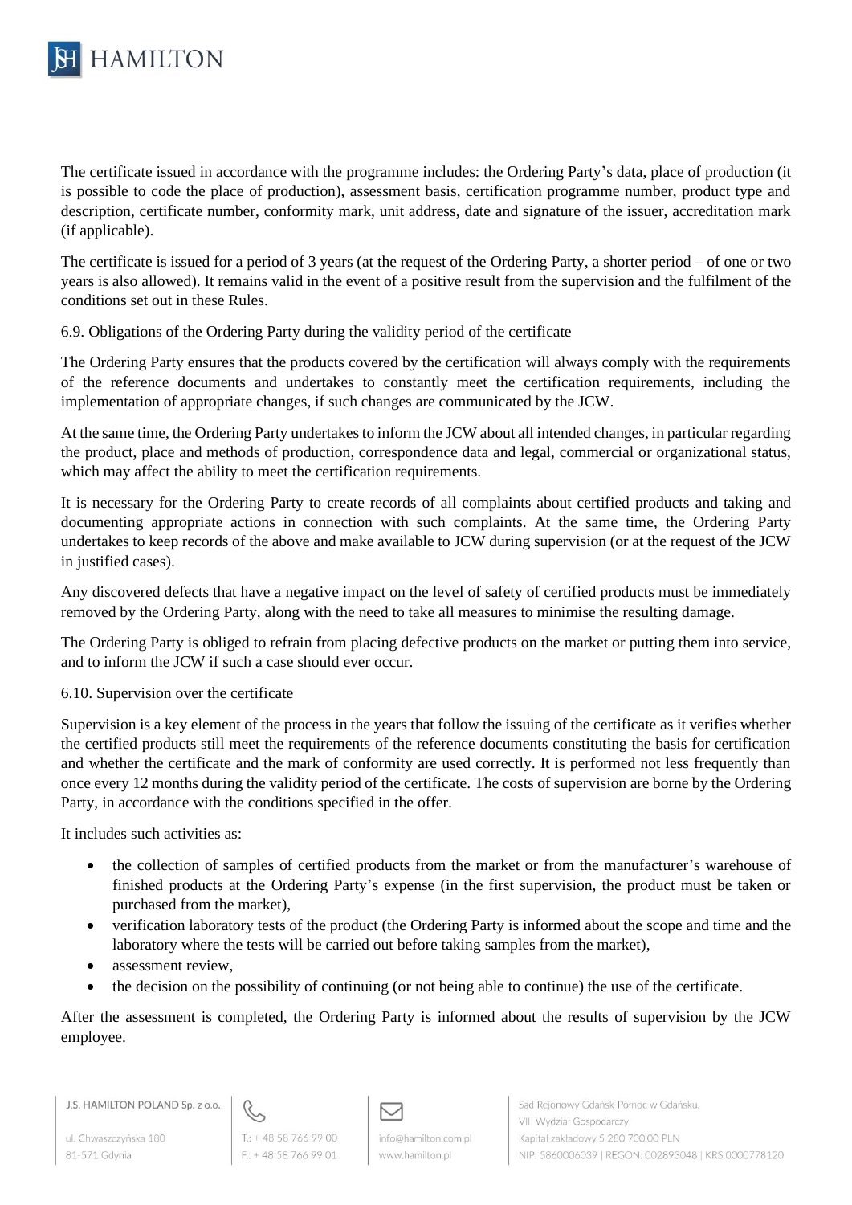The certificate issued in accordance with the programme includes: the Ordering Party's data, place of production (it is possible to code the place of production), assessment basis, certification programme number, product type and description, certificate number, conformity mark, unit address, date and signature of the issuer, accreditation mark (if applicable).

The certificate is issued for a period of 3 years (at the request of the Ordering Party, a shorter period – of one or two years is also allowed). It remains valid in the event of a positive result from the supervision and the fulfilment of the conditions set out in these Rules.

6.9. Obligations of the Ordering Party during the validity period of the certificate

The Ordering Party ensures that the products covered by the certification will always comply with the requirements of the reference documents and undertakes to constantly meet the certification requirements, including the implementation of appropriate changes, if such changes are communicated by the JCW.

At the same time, the Ordering Party undertakes to inform the JCW about all intended changes, in particular regarding the product, place and methods of production, correspondence data and legal, commercial or organizational status, which may affect the ability to meet the certification requirements.

It is necessary for the Ordering Party to create records of all complaints about certified products and taking and documenting appropriate actions in connection with such complaints. At the same time, the Ordering Party undertakes to keep records of the above and make available to JCW during supervision (or at the request of the JCW in justified cases).

Any discovered defects that have a negative impact on the level of safety of certified products must be immediately removed by the Ordering Party, along with the need to take all measures to minimise the resulting damage.

The Ordering Party is obliged to refrain from placing defective products on the market or putting them into service, and to inform the JCW if such a case should ever occur.

6.10. Supervision over the certificate

Supervision is a key element of the process in the years that follow the issuing of the certificate as it verifies whether the certified products still meet the requirements of the reference documents constituting the basis for certification and whether the certificate and the mark of conformity are used correctly. It is performed not less frequently than once every 12 months during the validity period of the certificate. The costs of supervision are borne by the Ordering Party, in accordance with the conditions specified in the offer.

It includes such activities as:

- the collection of samples of certified products from the market or from the manufacturer's warehouse of finished products at the Ordering Party's expense (in the first supervision, the product must be taken or purchased from the market),
- verification laboratory tests of the product (the Ordering Party is informed about the scope and time and the laboratory where the tests will be carried out before taking samples from the market),
- assessment review,
- the decision on the possibility of continuing (or not being able to continue) the use of the certificate.

After the assessment is completed, the Ordering Party is informed about the results of supervision by the JCW employee.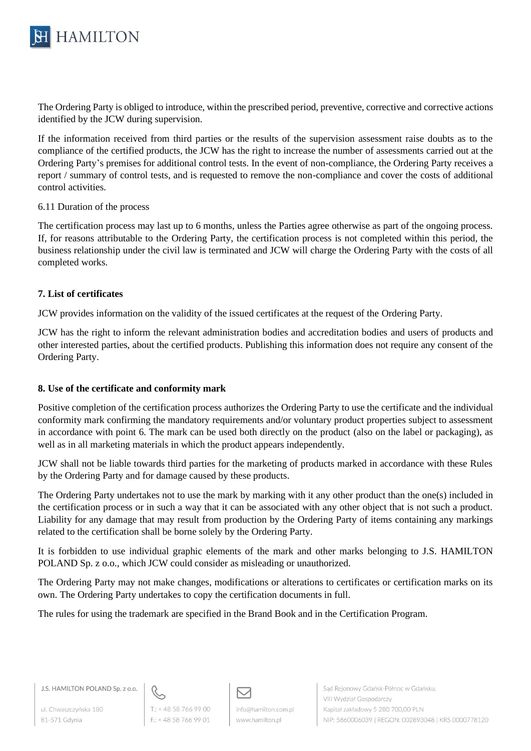The Ordering Party is obliged to introduce, within the prescribed period, preventive, corrective and corrective actions identified by the JCW during supervision.

If the information received from third parties or the results of the supervision assessment raise doubts as to the compliance of the certified products, the JCW has the right to increase the number of assessments carried out at the Ordering Party's premises for additional control tests. In the event of non-compliance, the Ordering Party receives a report / summary of control tests, and is requested to remove the non-compliance and cover the costs of additional control activities.

6.11 Duration of the process

The certification process may last up to 6 months, unless the Parties agree otherwise as part of the ongoing process. If, for reasons attributable to the Ordering Party, the certification process is not completed within this period, the business relationship under the civil law is terminated and JCW will charge the Ordering Party with the costs of all completed works.

## 7. List of certificates

JCW provides information on the validity of the issued certificates at the request of the Ordering Party.

JCW has the right to inform the relevant administration bodies and accreditation bodies and users of products and other interested parties, about the certified products. Publishing this information does not require any consent of the Ordering Party.

## 8. Use of the certificate and conformity mark

Positive completion of the certification process authorizes the Ordering Party to use the certificate and the individual conformity mark confirming the mandatory requirements and/or voluntary product properties subject to assessment in accordance with point 6. The mark can be used both directly on the product (also on the label or packaging), as well as in all marketing materials in which the product appears independently.

JCW shall not be liable towards third parties for the marketing of products marked in accordance with these Rules by the Ordering Party and for damage caused by these products.

The Ordering Party undertakes not to use the mark by marking with it any other product than the one(s) included in the certification process or in such a way that it can be associated with any other object that is not such a product. Liability for any damage that may result from production by the Ordering Party of items containing any markings related to the certification shall be borne solely by the Ordering Party.

It is forbidden to use individual graphic elements of the mark and other marks belonging to J.S. HAMILTON POLAND Sp. z o.o., which JCW could consider as misleading or unauthorized.

The Ordering Party may not make changes, modifications or alterations to certificates or certification marks on its own. The Ordering Party undertakes to copy the certification documents in full.

The rules for using the trademark are specified in the Brand Book and in the Certification Program.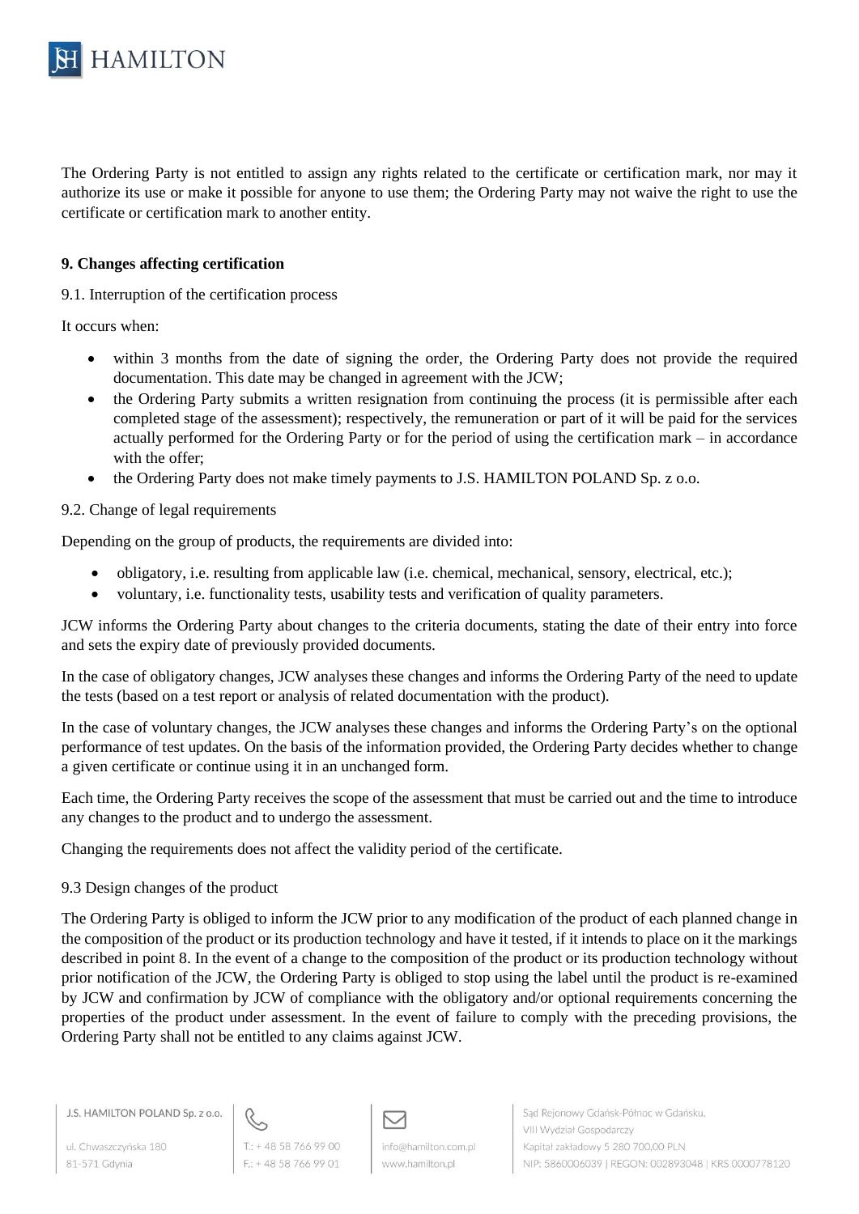The Ordering Party is not entitled to assign any rights related to the certificate or certification mark, nor may it authorize its use or make it possible for anyone to use them; the Ordering Party may not waive the right to use the certificate or certification mark to another entity.

**9. Changes affecting certification**

9.1. Interruption of the certification process

It occurs when:

- within 3 months from the date of signing the order, the Ordering Party does not provide the required documentation. This date may be changed in agreement with the JCW;
- the Ordering Party submits a written resignation from continuing the process (it is permissible after each completed stage of the assessment); respectively, the remuneration or part of it will be paid for the services actually performed for the Ordering Party or for the period of using the certification mark – in accordance with the offer;
- the Ordering Party does not make timely payments to J.S. HAMILTON POLAND Sp. z o.o.

9.2. Change of legal requirements

Depending on the group of products, the requirements are divided into:

- obligatory, i.e. resulting from applicable law (i.e. chemical, mechanical, sensory, electrical, etc.);
- voluntary, i.e. functionality tests, usability tests and verification of quality parameters.

JCW informs the Ordering Party about changes to the criteria documents, stating the date of their entry into force and sets the expiry date of previously provided documents.

In the case of obligatory changes, JCW analyses these changes and informs the Ordering Party of the need to update the tests (based on a test report or analysis of related documentation with the product).

In the case of voluntary changes, the JCW analyses these changes and informs the Ordering Party's on the optional performance of test updates. On the basis of the information provided, the Ordering Party decides whether to change a given certificate or continue using it in an unchanged form.

Each time, the Ordering Party receives the scope of the assessment that must be carried out and the time to introduce any changes to the product and to undergo the assessment.

Changing the requirements does not affect the validity period of the certificate.

9.3 Design changes of the product

The Ordering Party is obliged to inform the JCW prior to any modification of the product of each planned change in the composition of the product or its production technology and have it tested, if it intends to place on it the markings described in point 8. In the event of a change to the composition of the product or its production technology without prior notification of the JCW, the Ordering Party is obliged to stop using the label until the product is re-examined by JCW and confirmation by JCW of compliance with the obligatory and/or optional requirements concerning the properties of the product under assessment. In the event of failure to comply with the preceding provisions, the Ordering Party shall not be entitled to any claims against JCW.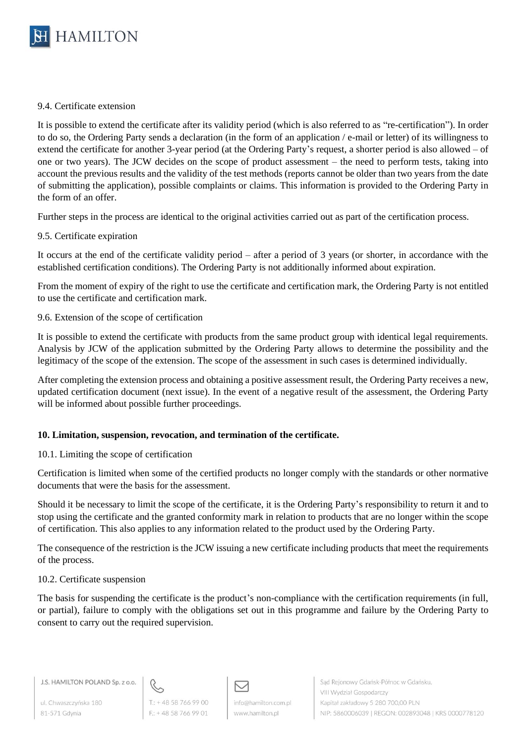9.4. Certificate extension

It is possible to extend the certificate after its validity period (which is also referred to as "re-certification"). In order to do so, the Ordering Party sends a declaration (in the form of an application / e-mail or letter) of its willingness to extend the certificate for another 3-year period (at the Ordering Party's request, a shorter period is also allowed – of one or two years). The JCW decides on the scope of product assessment – the need to perform tests, taking into account the previous results and the validity of the test methods (reports cannot be older than two years from the date of submitting the application), possible complaints or claims. This information is provided to the Ordering Party in the form of an offer.

Further steps in the process are identical to the original activities carried out as part of the certification process.

9.5. Certificate expiration

It occurs at the end of the certificate validity period – after a period of 3 years (or shorter, in accordance with the established certification conditions). The Ordering Party is not additionally informed about expiration.

From the moment of expiry of the right to use the certificate and certification mark, the Ordering Party is not entitled to use the certificate and certification mark.

9.6. Extension of the scope of certification

It is possible to extend the certificate with products from the same product group with identical legal requirements. Analysis by JCW of the application submitted by the Ordering Party allows to determine the possibility and the legitimacy of the scope of the extension. The scope of the assessment in such cases is determined individually.

After completing the extension process and obtaining a positive assessment result, the Ordering Party receives a new, updated certification document (next issue). In the event of a negative result of the assessment, the Ordering Party will be informed about possible further proceedings.

**10. Limitation, suspension, revocation, and termination of the certificate.**

10.1. Limiting the scope of certification

Certification is limited when some of the certified products no longer comply with the standards or other normative documents that were the basis for the assessment.

Should it be necessary to limit the scope of the certificate, it is the Ordering Party's responsibility to return it and to stop using the certificate and the granted conformity mark in relation to products that are no longer within the scope of certification. This also applies to any information related to the product used by the Ordering Party.

The consequence of the restriction is the JCW issuing a new certificate including products that meet the requirements of the process.

10.2. Certificate suspension

The basis for suspending the certificate is the product's non-compliance with the certification requirements (in full, or partial), failure to comply with the obligations set out in this programme and failure by the Ordering Party to consent to carry out the required supervision.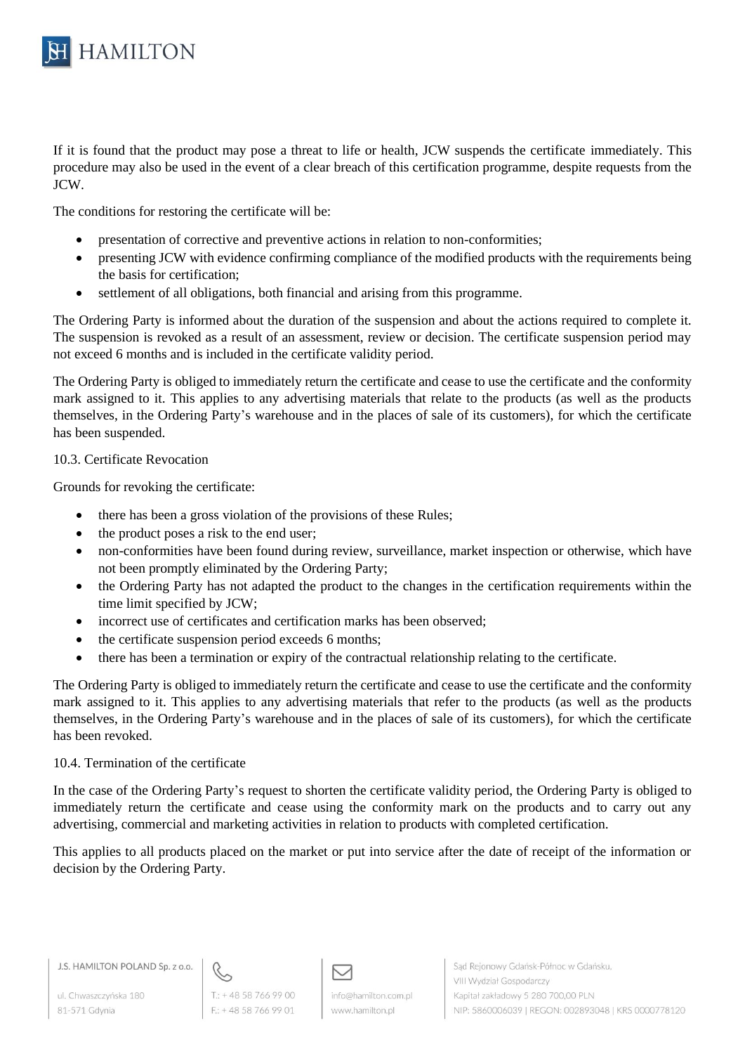If it is found that the product may pose a threat to life or health, JCW suspends the certificate immediately. This procedure may also be used in the event of a clear breach of this certification programme, despite requests from the JCW.

The conditions for restoring the certificate will be:

- presentation of corrective and preventive actions in relation to non-conformities;
- presenting JCW with evidence confirming compliance of the modified products with the requirements being the basis for certification;
- settlement of all obligations, both financial and arising from this programme.

The Ordering Party is informed about the duration of the suspension and about the actions required to complete it. The suspension is revoked as a result of an assessment, review or decision. The certificate suspension period may not exceed 6 months and is included in the certificate validity period.

The Ordering Party is obliged to immediately return the certificate and cease to use the certificate and the conformity mark assigned to it. This applies to any advertising materials that relate to the products (as well as the products themselves, in the Ordering Party's warehouse and in the places of sale of its customers), for which the certificate has been suspended.

### 10.3. Certificate Revocation

Grounds for revoking the certificate:

- there has been a gross violation of the provisions of these Rules;
- the product poses a risk to the end user;
- non-conformities have been found during review, surveillance, market inspection or otherwise, which have not been promptly eliminated by the Ordering Party;
- the Ordering Party has not adapted the product to the changes in the certification requirements within the time limit specified by JCW;
- incorrect use of certificates and certification marks has been observed;
- the certificate suspension period exceeds 6 months;
- there has been a termination or expiry of the contractual relationship relating to the certificate.

The Ordering Party is obliged to immediately return the certificate and cease to use the certificate and the conformity mark assigned to it. This applies to any advertising materials that refer to the products (as well as the products themselves, in the Ordering Party's warehouse and in the places of sale of its customers), for which the certificate has been revoked.

### 10.4. Termination of the certificate

In the case of the Ordering Party's request to shorten the certificate validity period, the Ordering Party is obliged to immediately return the certificate and cease using the conformity mark on the products and to carry out any advertising, commercial and marketing activities in relation to products with completed certification.

This applies to all products placed on the market or put into service after the date of receipt of the information or decision by the Ordering Party.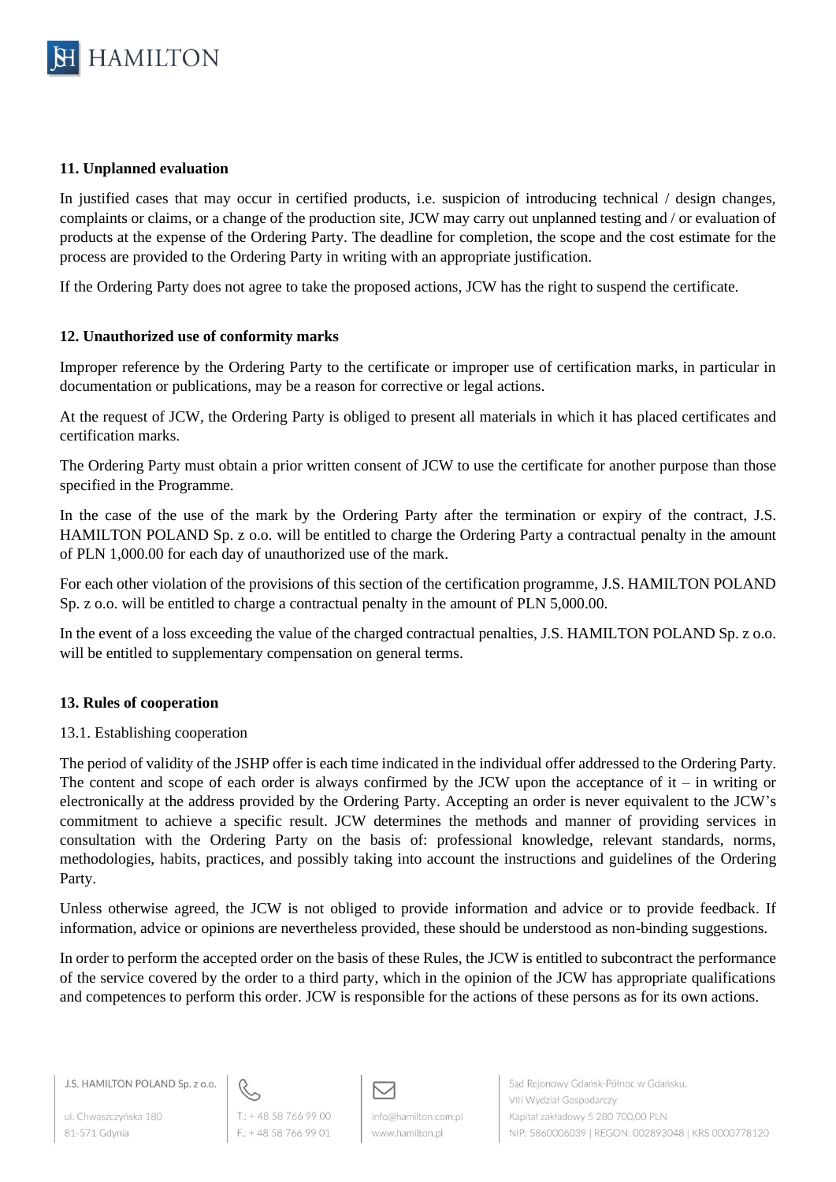### 11. Unplanned evaluation

In justified cases that may occur in certified products, i.e. suspicion of introducing technical / design changes, complaints or claims, or a change of the production site, JCW may carry out unplanned testing and / or evaluation of products at the expense of the Ordering Party. The deadline for completion, the scope and the cost estimate for the process are provided to the Ordering Party in writing with an appropriate justification.

If the Ordering Party does not agree to take the proposed actions, JCW has the right to suspend the certificate.

### 12. Unauthorized use of conformity marks

Improper reference by the Ordering Party to the certificate or improper use of certification marks, in particular in documentation or publications, may be a reason for corrective or legal actions.

At the request of JCW, the Ordering Party is obliged to present all materials in which it has placed certificates and certification marks.

The Ordering Party must obtain a prior written consent of JCW to use the certificate for another purpose than those specified in the Programme.

In the case of the use of the mark by the Ordering Party after the termination or expiry of the contract, J.S. HAMILTON POLAND Sp. z o.o. will be entitled to charge the Ordering Party a contractual penalty in the amount of PLN 1,000.00 for each day of unauthorized use of the mark.

For each other violation of the provisions of this section of the certification programme, J.S. HAMILTON POLAND Sp. z o.o. will be entitled to charge a contractual penalty in the amount of PLN 5,000.00.

In the event of a loss exceeding the value of the charged contractual penalties, J.S. HAMILTON POLAND Sp. z o.o. will be entitled to supplementary compensation on general terms.

### 13. Rules of cooperation

13.1. Establishing cooperation

The period of validity of the JSHP offer is each time indicated in the individual offer addressed to the Ordering Party. The content and scope of each order is always confirmed by the JCW upon the acceptance of it – in writing or electronically at the address provided by the Ordering Party. Accepting an order is never equivalent to the JCW's commitment to achieve a specific result. JCW determines the methods and manner of providing services in consultation with the Ordering Party on the basis of: professional knowledge, relevant standards, norms, methodologies, habits, practices, and possibly taking into account the instructions and guidelines of the Ordering Party.

Unless otherwise agreed, the JCW is not obliged to provide information and advice or to provide feedback. If information, advice or opinions are nevertheless provided, these should be understood as non-binding suggestions.

In order to perform the accepted order on the basis of these Rules, the JCW is entitled to subcontract the performance of the service covered by the order to a third party, which in the opinion of the JCW has appropriate qualifications and competences to perform this order. JCW is responsible for the actions of these persons as for its own actions.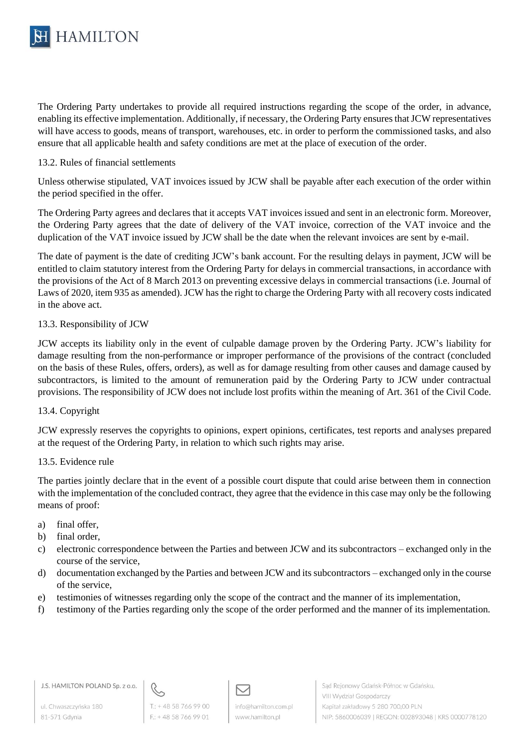The Ordering Party undertakes to provide all required instructions regarding the scope of the order, in advance, enabling its effective implementation. Additionally, if necessary, the Ordering Party ensures that JCW representatives will have access to goods, means of transport, warehouses, etc. in order to perform the commissioned tasks, and also ensure that all applicable health and safety conditions are met at the place of execution of the order.

### 13.2. Rules of financial settlements

Unless otherwise stipulated, VAT invoices issued by JCW shall be payable after each execution of the order within the period specified in the offer.

The Ordering Party agrees and declares that it accepts VAT invoices issued and sent in an electronic form. Moreover, the Ordering Party agrees that the date of delivery of the VAT invoice, correction of the VAT invoice and the duplication of the VAT invoice issued by JCW shall be the date when the relevant invoices are sent by e-mail.

The date of payment is the date of crediting JCW's bank account. For the resulting delays in payment, JCW will be entitled to claim statutory interest from the Ordering Party for delays in commercial transactions, in accordance with the provisions of the Act of 8 March 2013 on preventing excessive delays in commercial transactions (i.e. Journal of Laws of 2020, item 935 as amended). JCW has the right to charge the Ordering Party with all recovery costs indicated in the above act.

### 13.3. Responsibility of JCW

JCW accepts its liability only in the event of culpable damage proven by the Ordering Party. JCW's liability for damage resulting from the non-performance or improper performance of the provisions of the contract (concluded on the basis of these Rules, offers, orders), as well as for damage resulting from other causes and damage caused by subcontractors, is limited to the amount of remuneration paid by the Ordering Party to JCW under contractual provisions. The responsibility of JCW does not include lost profits within the meaning of Art. 361 of the Civil Code.

### 13.4. Copyright

JCW expressly reserves the copyrights to opinions, expert opinions, certificates, test reports and analyses prepared at the request of the Ordering Party, in relation to which such rights may arise.

### 13.5. Evidence rule

The parties jointly declare that in the event of a possible court dispute that could arise between them in connection with the implementation of the concluded contract, they agree that the evidence in this case may only be the following means of proof:

a) final offer,
b) final order,
c) electronic correspondence between the Parties and between JCW and its subcontractors – exchanged only in the course of the service,
d) documentation exchanged by the Parties and between JCW and its subcontractors – exchanged only in the course of the service,
e) testimonies of witnesses regarding only the scope of the contract and the manner of its implementation,
f) testimony of the Parties regarding only the scope of the order performed and the manner of its implementation.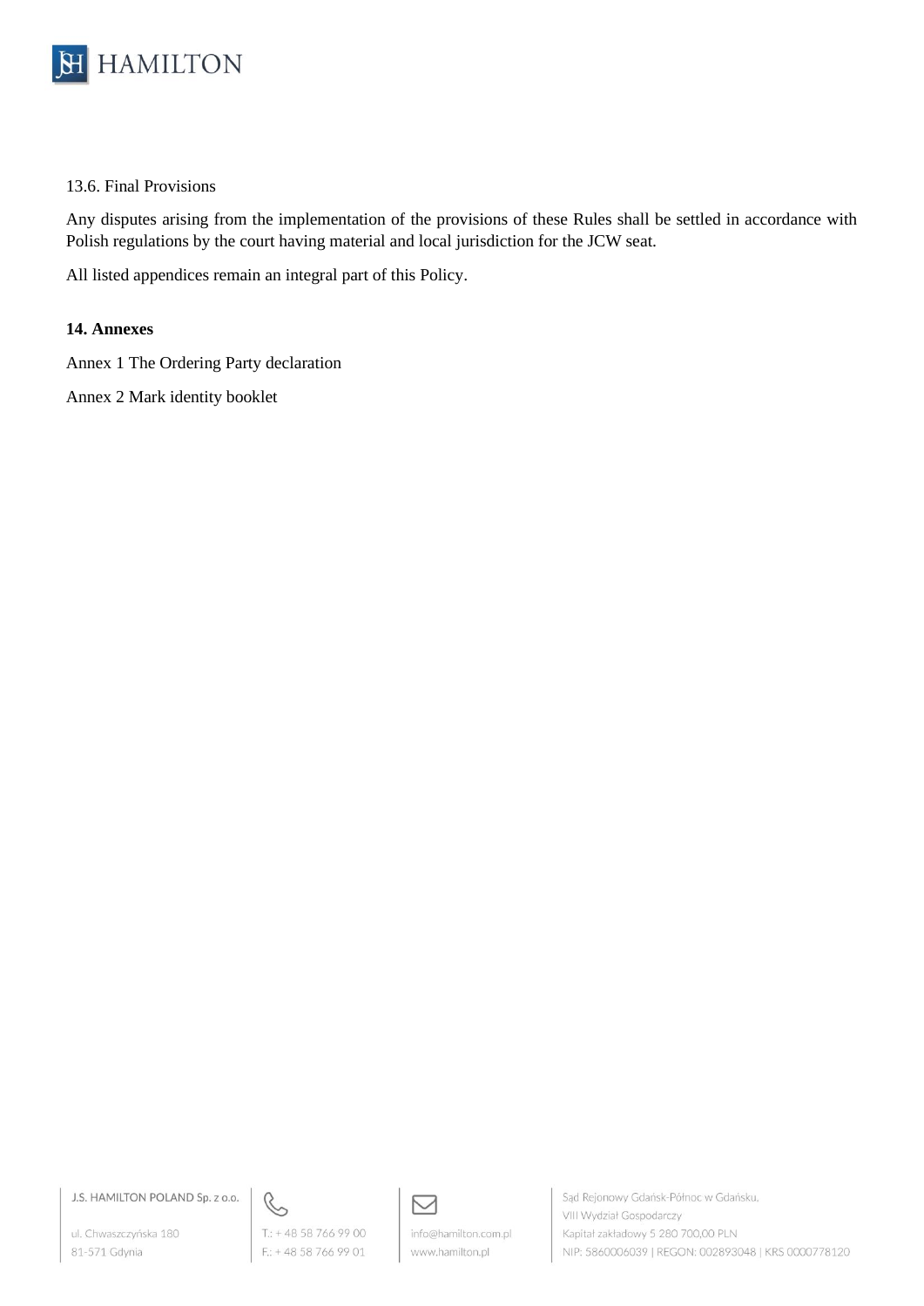13.6. Final Provisions

Any disputes arising from the implementation of the provisions of these Rules shall be settled in accordance with Polish regulations by the court having material and local jurisdiction for the JCW seat.

All listed appendices remain an integral part of this Policy.

**14. Annexes**

Annex 1 The Ordering Party declaration

Annex 2 Mark identity booklet